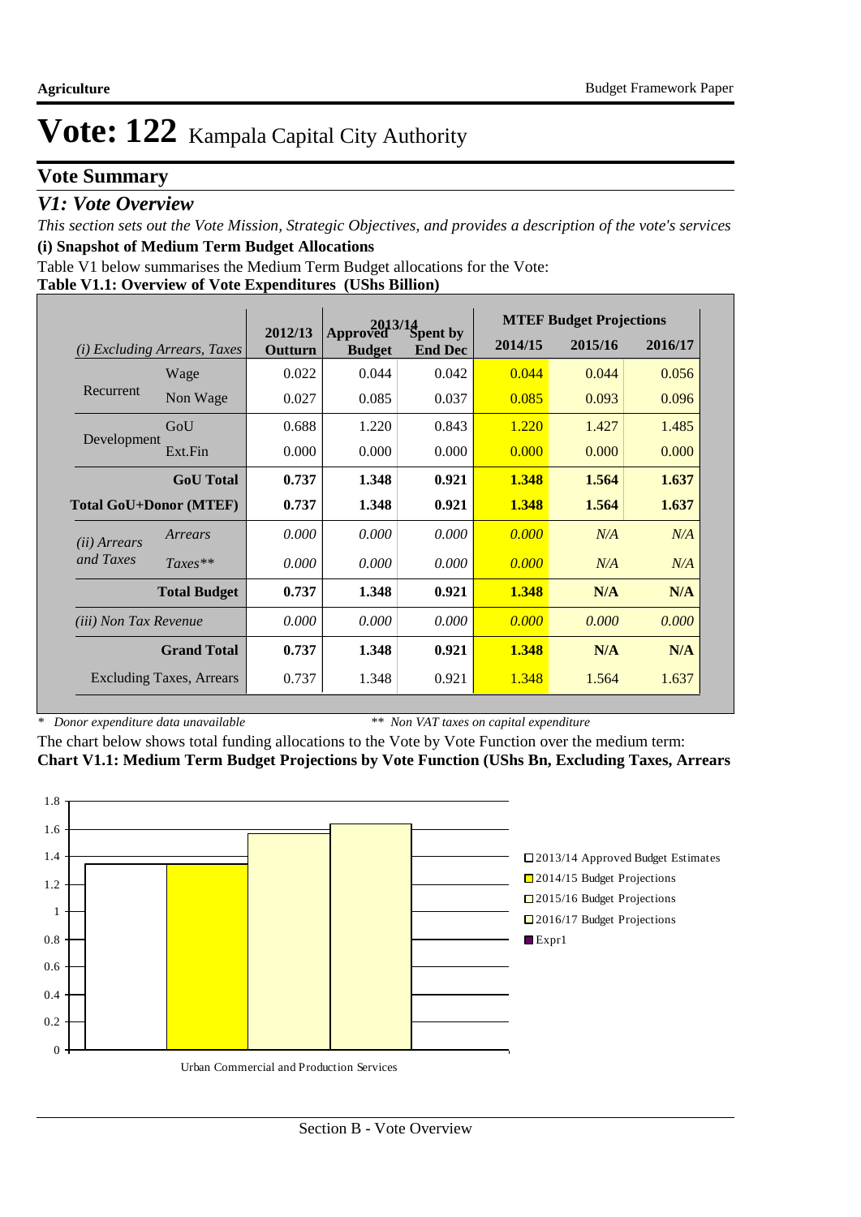# Vote: 122 Kampala Capital City Authority

## Vote Summary

### *V1: Vote Overview*

*This section sets out the Vote Mission, Strategic Objectives, and provides a description of the vote's services*

**(i) Snapshot of Medium Term Budget Allocations**

Table V1 below summarises the Medium Term Budget allocations for the Vote:

**Table V1.1: Overview of Vote Expenditures (UShs Billion)**

| *(i) Excluding Arrears, Taxes* | | 2012/13 Outturn | 2013/14 Approved Budget | 2013/14 Spent by End Dec | MTEF Budget Projections 2014/15 | 2015/16 | 2016/17 |
|---|---|---|---|---|---|---|---|
| Recurrent | Wage | 0.022 | 0.044 | 0.042 | 0.044 | 0.044 | 0.056 |
| | Non Wage | 0.027 | 0.085 | 0.037 | 0.085 | 0.093 | 0.096 |
| Development | GoU | 0.688 | 1.220 | 0.843 | 1.220 | 1.427 | 1.485 |
| | Ext.Fin | 0.000 | 0.000 | 0.000 | 0.000 | 0.000 | 0.000 |
| | **GoU Total** | **0.737** | **1.348** | **0.921** | **1.348** | **1.564** | **1.637** |
| **Total GoU+Donor (MTEF)** | | **0.737** | **1.348** | **0.921** | **1.348** | **1.564** | **1.637** |
| *(ii) Arrears and Taxes* | *Arrears* | *0.000* | *0.000* | *0.000* | *0.000* | *N/A* | *N/A* |
| | *Taxes*** | *0.000* | *0.000* | *0.000* | *0.000* | *N/A* | *N/A* |
| | **Total Budget** | **0.737** | **1.348** | **0.921** | **1.348** | **N/A** | **N/A** |
| *(iii) Non Tax Revenue* | | *0.000* | *0.000* | *0.000* | *0.000* | *0.000* | *0.000* |
| | **Grand Total** | **0.737** | **1.348** | **0.921** | **1.348** | **N/A** | **N/A** |
| | Excluding Taxes, Arrears | 0.737 | 1.348 | 0.921 | 1.348 | 1.564 | 1.637 |

\* *Donor expenditure data unavailable* &nbsp;&nbsp;&nbsp;&nbsp; ** *Non VAT taxes on capital expenditure*

The chart below shows total funding allocations to the Vote by Vote Function over the medium term:

**Chart V1.1: Medium Term Budget Projections by Vote Function (UShs Bn, Excluding Taxes, Arrears**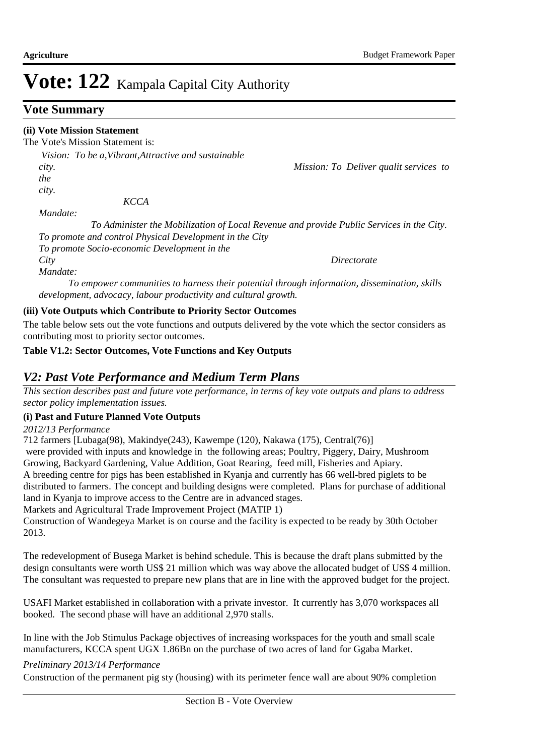# Vote: 122 Kampala Capital City Authority

## Vote Summary

**(ii) Vote Mission Statement**

The Vote's Mission Statement is:

*Vision: To be a,Vibrant,Attractive and sustainable city. Mission: To Deliver qualit services to the city.*

*KCCA Mandate:*

*To Administer the Mobilization of Local Revenue and provide Public Services in the City. To promote and control Physical Development in the City*
*To promote Socio-economic Development in the City*

*Directorate Mandate:*

*To empower communities to harness their potential through information, dissemination, skills development, advocacy, labour productivity and cultural growth.*

**(iii) Vote Outputs which Contribute to Priority Sector Outcomes**

The table below sets out the vote functions and outputs delivered by the vote which the sector considers as contributing most to priority sector outcomes.

**Table V1.2: Sector Outcomes, Vote Functions and Key Outputs**

## *V2: Past Vote Performance and Medium Term Plans*

*This section describes past and future vote performance, in terms of key vote outputs and plans to address sector policy implementation issues.*

**(i) Past and Future Planned Vote Outputs**

*2012/13 Performance*

712 farmers [Lubaga(98), Makindye(243), Kawempe (120), Nakawa (175), Central(76)]
were provided with inputs and knowledge in the following areas; Poultry, Piggery, Dairy, Mushroom Growing, Backyard Gardening, Value Addition, Goat Rearing, feed mill, Fisheries and Apiary.
A breeding centre for pigs has been established in Kyanja and currently has 66 well-bred piglets to be distributed to farmers. The concept and building designs were completed. Plans for purchase of additional land in Kyanja to improve access to the Centre are in advanced stages.
Markets and Agricultural Trade Improvement Project (MATIP 1)
Construction of Wandegeya Market is on course and the facility is expected to be ready by 30th October 2013.

The redevelopment of Busega Market is behind schedule. This is because the draft plans submitted by the design consultants were worth US$ 21 million which was way above the allocated budget of US$ 4 million. The consultant was requested to prepare new plans that are in line with the approved budget for the project.

USAFI Market established in collaboration with a private investor. It currently has 3,070 workspaces all booked. The second phase will have an additional 2,970 stalls.

In line with the Job Stimulus Package objectives of increasing workspaces for the youth and small scale manufacturers, KCCA spent UGX 1.86Bn on the purchase of two acres of land for Ggaba Market.

*Preliminary 2013/14 Performance*

Construction of the permanent pig sty (housing) with its perimeter fence wall are about 90% completion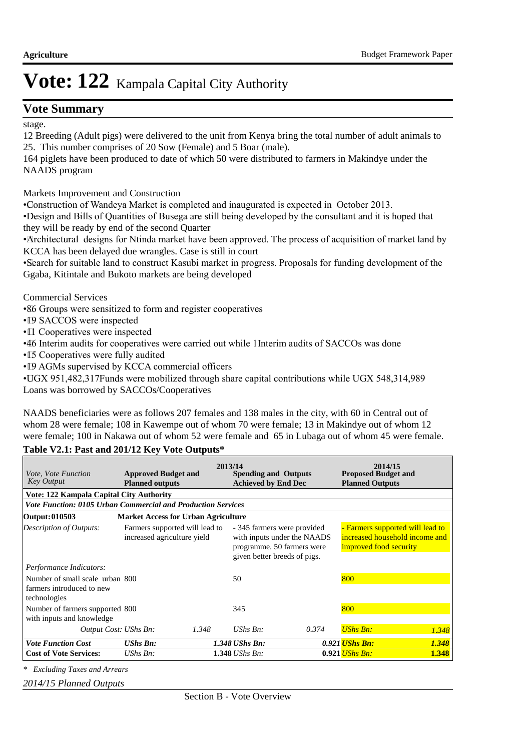# Vote: 122 Kampala Capital City Authority

## Vote Summary

stage.

12 Breeding (Adult pigs) were delivered to the unit from Kenya bring the total number of adult animals to 25. This number comprises of 20 Sow (Female) and 5 Boar (male).

164 piglets have been produced to date of which 50 were distributed to farmers in Makindye under the NAADS program

Markets Improvement and Construction

- Construction of Wandeya Market is completed and inaugurated is expected in October 2013.
- Design and Bills of Quantities of Busega are still being developed by the consultant and it is hoped that they will be ready by end of the second Quarter
- Architectural designs for Ntinda market have been approved. The process of acquisition of market land by KCCA has been delayed due wrangles. Case is still in court
- Search for suitable land to construct Kasubi market in progress. Proposals for funding development of the Ggaba, Kitintale and Bukoto markets are being developed

Commercial Services

- 86 Groups were sensitized to form and register cooperatives
- 19 SACCOS were inspected
- 11 Cooperatives were inspected
- 46 Interim audits for cooperatives were carried out while 1Interim audits of SACCOs was done
- 15 Cooperatives were fully audited
- 19 AGMs supervised by KCCA commercial officers
- UGX 951,482,317Funds were mobilized through share capital contributions while UGX 548,314,989 Loans was borrowed by SACCOs/Cooperatives

NAADS beneficiaries were as follows 207 females and 138 males in the city, with 60 in Central out of whom 28 were female; 108 in Kawempe out of whom 70 were female; 13 in Makindye out of whom 12 were female; 100 in Nakawa out of whom 52 were female and 65 in Lubaga out of whom 45 were female.

**Table V2.1: Past and 201/12 Key Vote Outputs***

| *Vote, Vote Function Key Output* | 2013/14 **Approved Budget and Planned outputs** | | **Spending and Outputs Achieved by End Dec** | | 2014/15 **Proposed Budget and Planned Outputs** | |
|---|---|---|---|---|---|---|
| **Vote: 122 Kampala Capital City Authority** | | | | | | |
| ***Vote Function: 0105 Urban Commercial and Production Services*** | | | | | | |
| **Output: 010503** | **Market Access for Urban Agriculture** | | | | | |
| *Description of Outputs:* | Farmers supported will lead to increased agriculture yield | | - 345 farmers were provided with inputs under the NAADS programme. 50 farmers were given better breeds of pigs. | | - Farmers supported will lead to increased household income and improved food security | |
| *Performance Indicators:* | | | | | | |
| Number of small scale urban farmers introduced to new technologies | 800 | | 50 | | 800 | |
| Number of farmers supported with inputs and knowledge | 800 | | 345 | | 800 | |
| *Output Cost:* | *UShs Bn:* | *1.348* | *UShs Bn:* | *0.374* | *UShs Bn:* | *1.348* |
| ***Vote Function Cost*** | ***UShs Bn:*** | ***1.348*** | ***UShs Bn:*** | ***0.921*** | ***UShs Bn:*** | ***1.348*** |
| **Cost of Vote Services:** | *UShs Bn:* | **1.348** | *UShs Bn:* | **0.921** | *UShs Bn:* | **1.348** |

*\* Excluding Taxes and Arrears*

*2014/15 Planned Outputs*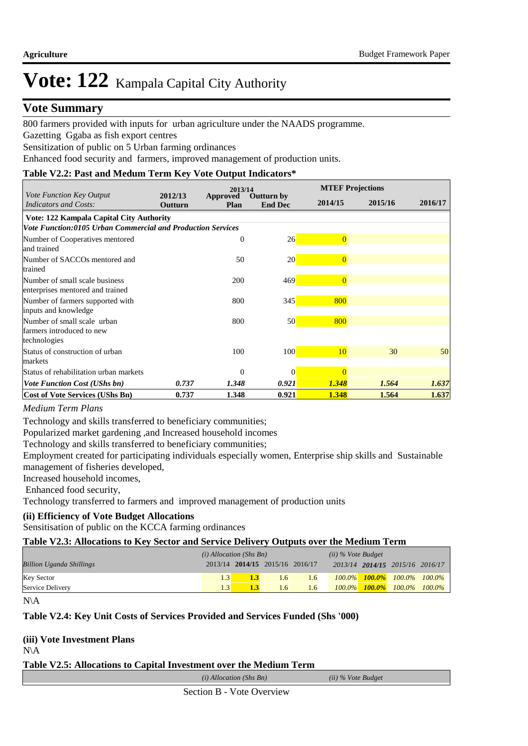# Vote: 122 Kampala Capital City Authority

## Vote Summary

800 farmers provided with inputs for urban agriculture under the NAADS programme.

Gazetting Ggaba as fish export centres

Sensitization of public on 5 Urban farming ordinances

Enhanced food security and farmers, improved management of production units.

**Table V2.2: Past and Medum Term Key Vote Output Indicators***

| *Vote Function Key Output Indicators and Costs:* | 2012/13 Outturn | 2013/14 Approved Plan | 2013/14 Outturn by End Dec | MTEF Projections 2014/15 | 2015/16 | 2016/17 |
|---|---|---|---|---|---|---|
| **Vote: 122 Kampala Capital City Authority** | | | | | | |
| ***Vote Function:0105 Urban Commercial and Production Services*** | | | | | | |
| Number of Cooperatives mentored and trained | | 0 | 26 | 0 | | |
| Number of SACCOs mentored and trained | | 50 | 20 | 0 | | |
| Number of small scale business enterprises mentored and trained | | 200 | 469 | 0 | | |
| Number of farmers supported with inputs and knowledge | | 800 | 345 | 800 | | |
| Number of small scale urban farmers introduced to new technologies | | 800 | 50 | 800 | | |
| Status of construction of urban markets | | 100 | 100 | 10 | 30 | 50 |
| Status of rehabilitation urban markets | | 0 | 0 | 0 | | |
| ***Vote Function Cost (UShs bn)*** | ***0.737*** | ***1.348*** | ***0.921*** | ***1.348*** | ***1.564*** | ***1.637*** |
| **Cost of Vote Services (UShs Bn)** | **0.737** | **1.348** | **0.921** | **1.348** | **1.564** | **1.637** |

*Medium Term Plans*

Technology and skills transferred to beneficiary communities;

Popularized market gardening ,and Increased household incomes

Technology and skills transferred to beneficiary communities;

Employment created for participating individuals especially women, Enterprise ship skills and Sustainable management of fisheries developed,

Increased household incomes,

Enhanced food security,

Technology transferred to farmers and improved management of production units

**(ii) Efficiency of Vote Budget Allocations**

Sensitisation of public on the KCCA farming ordinances

**Table V2.3: Allocations to Key Sector and Service Delivery Outputs over the Medium Term**

| *Billion Uganda Shillings* | *(i) Allocation (Shs Bn)* 2013/14 | **2014/15** | 2015/16 | 2016/17 | *(ii) % Vote Budget* 2013/14 | **2014/15** | 2015/16 | 2016/17 |
|---|---|---|---|---|---|---|---|---|
| Key Sector | 1.3 | **1.3** | 1.6 | 1.6 | *100.0%* | ***100.0%*** | *100.0%* | *100.0%* |
| Service Delivery | 1.3 | **1.3** | 1.6 | 1.6 | *100.0%* | ***100.0%*** | *100.0%* | *100.0%* |

N\A

**Table V2.4: Key Unit Costs of Services Provided and Services Funded (Shs '000)**

**(iii) Vote Investment Plans**

N\A

**Table V2.5: Allocations to Capital Investment over the Medium Term**

| | *(i) Allocation (Shs Bn)* | *(ii) % Vote Budget* |
|---|---|---|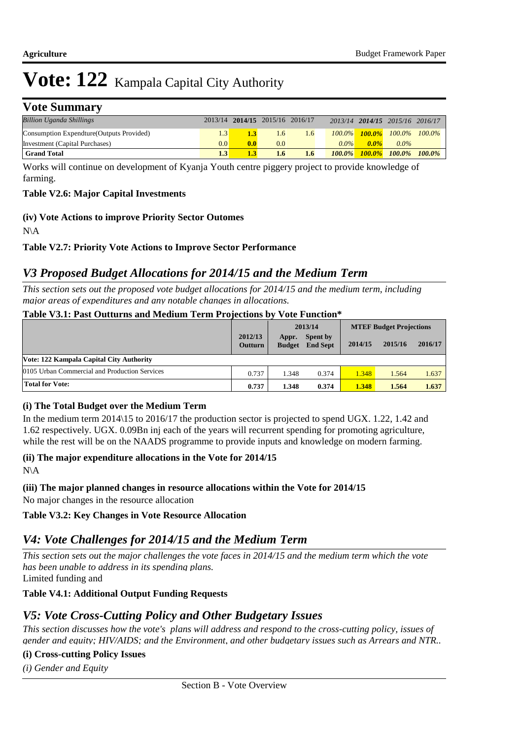# Vote: 122 Kampala Capital City Authority

## Vote Summary

| *Billion Uganda Shillings* | 2013/14 | **2014/15** | 2015/16 | 2016/17 | *2013/14* | ***2014/15*** | *2015/16* | *2016/17* |
|---|---|---|---|---|---|---|---|---|
| Consumption Expendture(Outputs Provided) | 1.3 | **1.3** | 1.6 | 1.6 | *100.0%* | ***100.0%*** | *100.0%* | *100.0%* |
| Investment (Capital Purchases) | 0.0 | **0.0** | 0.0 | | *0.0%* | ***0.0%*** | *0.0%* | |
| **Grand Total** | **1.3** | **1.3** | **1.6** | **1.6** | ***100.0%*** | ***100.0%*** | ***100.0%*** | ***100.0%*** |

Works will continue on development of Kyanja Youth centre piggery project to provide knowledge of farming.

**Table V2.6: Major Capital Investments**

**(iv) Vote Actions to improve Priority Sector Outomes**

N\A

**Table V2.7: Priority Vote Actions to Improve Sector Performance**

## *V3 Proposed Budget Allocations for 2014/15 and the Medium Term*

*This section sets out the proposed vote budget allocations for 2014/15 and the medium term, including major areas of expenditures and any notable changes in allocations.*

**Table V3.1: Past Outturns and Medium Term Projections by Vote Function***

| | 2012/13 | 2013/14 | | MTEF Budget Projections | | |
|---|---|---|---|---|---|---|
| | Outturn | Appr. Budget | Spent by End Sept | 2014/15 | 2015/16 | 2016/17 |
| **Vote: 122 Kampala Capital City Authority** | | | | | | |
| 0105 Urban Commercial and Production Services | 0.737 | 1.348 | 0.374 | 1.348 | 1.564 | 1.637 |
| **Total for Vote:** | **0.737** | **1.348** | **0.374** | **1.348** | **1.564** | **1.637** |

**(i) The Total Budget over the Medium Term**

In the medium term 2014\15 to 2016/17 the production sector is projected to spend UGX. 1.22, 1.42 and 1.62 respectively. UGX. 0.09Bn inj each of the years will recurrent spending for promoting agriculture, while the rest will be on the NAADS programme to provide inputs and knowledge on modern farming.

**(ii) The major expenditure allocations in the Vote for 2014/15**

N\A

**(iii) The major planned changes in resource allocations within the Vote for 2014/15**

No major changes in the resource allocation

**Table V3.2: Key Changes in Vote Resource Allocation**

## *V4: Vote Challenges for 2014/15 and the Medium Term*

*This section sets out the major challenges the vote faces in 2014/15 and the medium term which the vote has been unable to address in its spending plans.*

Limited funding and

**Table V4.1: Additional Output Funding Requests**

## *V5: Vote Cross-Cutting Policy and Other Budgetary Issues*

*This section discusses how the vote's plans will address and respond to the cross-cutting policy, issues of gender and equity; HIV/AIDS; and the Environment, and other budgetary issues such as Arrears and NTR..*

**(i) Cross-cutting Policy Issues**

*(i) Gender and Equity*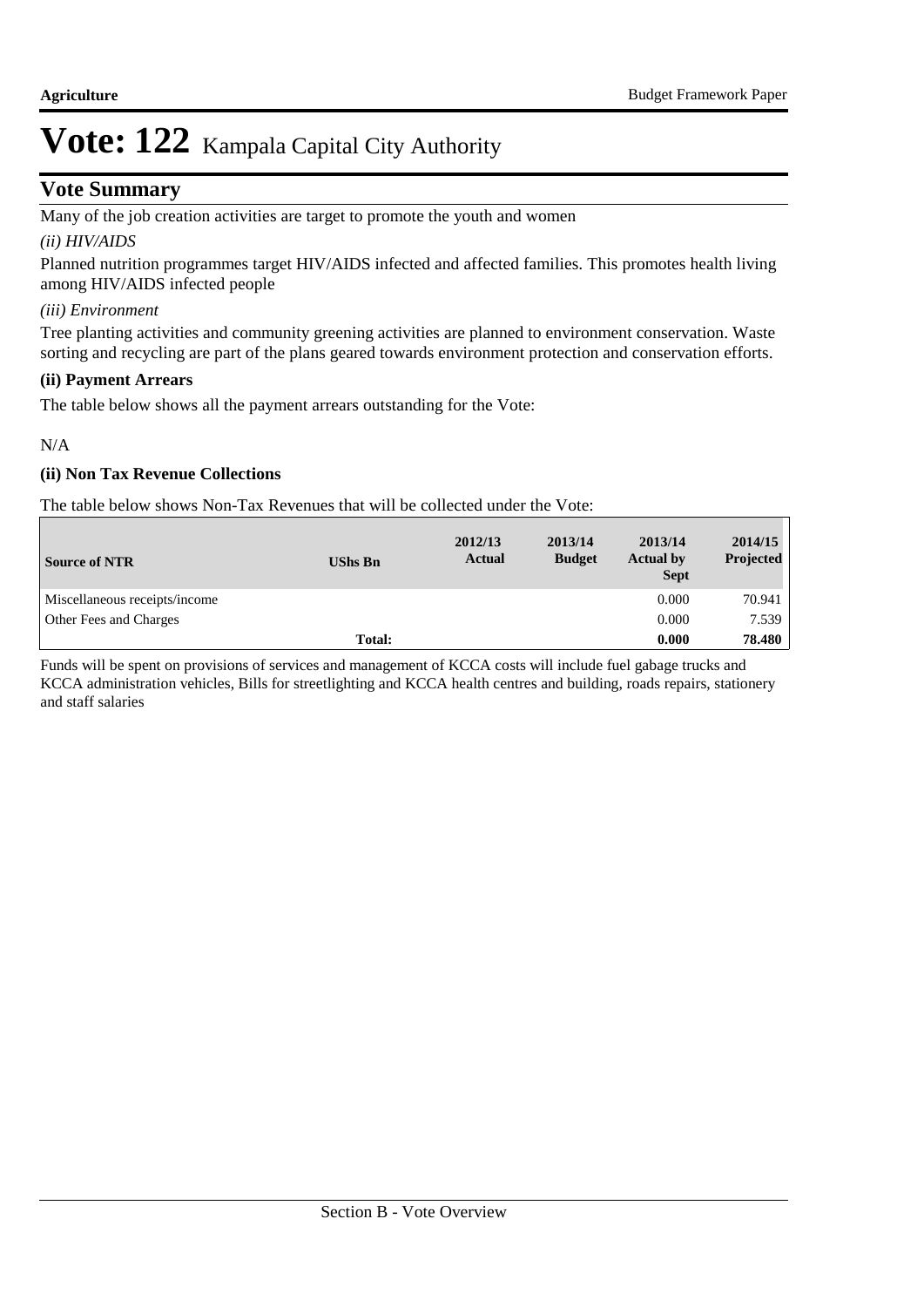# Vote: 122 Kampala Capital City Authority

## Vote Summary

Many of the job creation activities are target to promote the youth and women

*(ii) HIV/AIDS*

Planned nutrition programmes target HIV/AIDS infected and affected families. This promotes health living among HIV/AIDS infected people

*(iii) Environment*

Tree planting activities and community greening activities are planned to environment conservation. Waste sorting and recycling are part of the plans geared towards environment protection and conservation efforts.

**(ii) Payment Arrears**

The table below shows all the payment arrears outstanding for the Vote:

N/A

**(ii) Non Tax Revenue Collections**

The table below shows Non-Tax Revenues that will be collected under the Vote:

| Source of NTR | UShs Bn | 2012/13 Actual | 2013/14 Budget | 2013/14 Actual by Sept | 2014/15 Projected |
|---|---|---|---|---|---|
| Miscellaneous receipts/income | | | | 0.000 | 70.941 |
| Other Fees and Charges | | | | 0.000 | 7.539 |
| | **Total:** | | | **0.000** | **78.480** |

Funds will be spent on provisions of services and management of KCCA costs will include fuel gabage trucks and KCCA administration vehicles, Bills for streetlighting and KCCA health centres and building, roads repairs, stationery and staff salaries